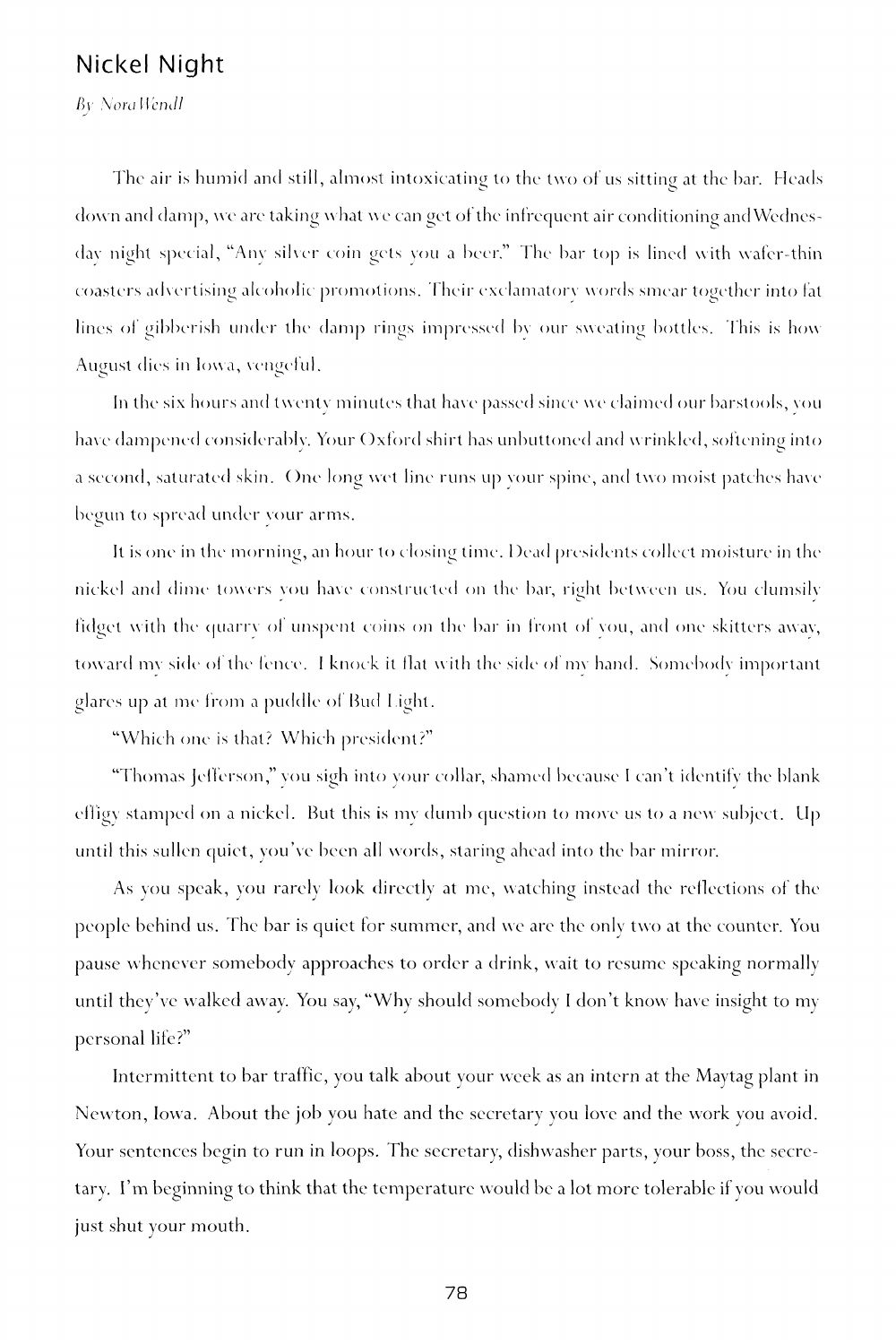## Nickel Night

*By Nora Wendl*

The air is humid and still, almost intoxicating to the two of us sitting at the bar. Heads down and damp, we are taking what we can get of the infrequent air conditioning and Wednesday night special, "Any silver coin gets you a beer." The bar top is lined with wafer-thin coasters advertising alcoholic promotions. Their exclamatory words smear together into fat lines of gibberish under the damp rings impressed by our sweating bottles. This is how August dies in Iowa, vengeful.

In the six hours and twenty minutes that have passed since we claimed our barstools, you have dampened considerably. Your Oxford shirt has unbuttoned and wrinkled, softening into a second, saturated skin. One long wet line runs up your spine, and two moist patches have begun to spread under your arms.

It is one in the morning, an hour to closing time. Dead presidents collect moisture in the nickel and dime towers you have constructed on the bar, right between us. You clumsily fidget with the quarry of unspent coins on the bar in front of you, and one skitters away, toward my side of the fence. I knock it flat with the side of my hand. Somebody important glares up at me from a puddle of Bud Light.

"Which one is that? Which president?"

"Thomas Jefferson," you sigh into your collar, shamed because I can't identify the blank effigy stamped on a nickel. But this is my dumb question to move us to a new subject. Up until this sullen quiet, you've been all words, staring ahead into the bar mirror.

As you speak, you rarely look directly at me, watching instead the reflections of the people behind us. The bar is quiet for summer, and we are the only two at the counter. You pause whenever somebody approaches to order a drink, wait to resume speaking normally until they've walked away. You say, "Why should somebody I don't know have insight to my personal life?"

Intermittent to bar traffic, you talk about your week as an intern at the Maytag plant in Newton, Iowa. About the job you hate and the secretary you love and the work you avoid. Your sentences begin to run in loops. The secretary, dishwasher parts, your boss, the secretary. I'm beginning to think that the temperature would be a lot more tolerable if you would just shut your mouth.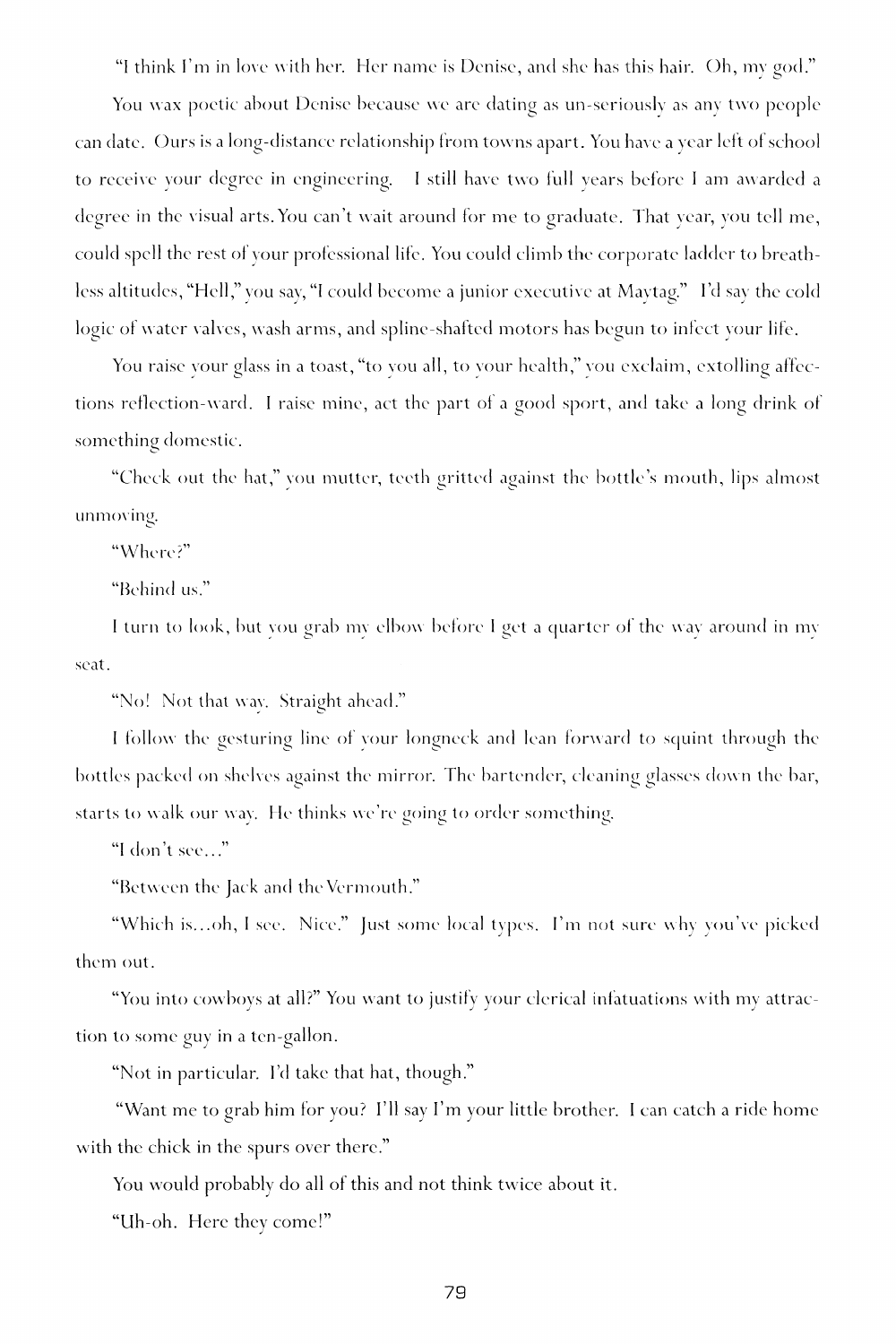"I think I'm in love with her. Her name is Denise, and she has this hair. Oh, my god."

You wax poetic about Denise because we are dating as un-seriously as any two people can date. Ours is a long-distance relationship from towns apart. You have a year left of school to receive your degree in engineering. I still have two full years before I am awarded a degree in the visual arts. You can't wait around for me to graduate. That year, you tell me, could spell the rest of your professional life. You could climb the corporate ladder to breathless altitudes, "Hell," you say, "I could become a junior executive at Maytag." I'd say the cold logic of water valves, wash arms, and spline-shafted motors has begun to infect your life.

You raise your glass in a toast, "to you all, to your health," you exclaim, extolling affections reflection-ward. I raise mine, act the part of a good sport, and take a long drink of something domestic.

"Check out the hat," you mutter, teeth gritted against the bottle's mouth, lips almost unmoving.

"Where?"

"Behind us."

I turn to look, but you grab my elbow before I get a quarter of the way around in my seat.

"No! Not that way. Straight ahead."

I follow the gesturing line of your longneck and lean forward to squint through the bottles packed on shelves against the mirror. The bartender, cleaning glasses down the bar, starts to walk our way. He thinks we're going to order something.

"I don't see..."

"Between the Jack and the Vermouth."

"Which is...oh, I see. Nice." Just some local types. I'm not sure why you've picked them out.

"You into cowboys at all?" You want to justify your clerical infatuations with my attraction to some guy in a ten-gallon.

"Not in particular. I'd take that hat, though."

"Want me to grab him for you? I'll say I'm your little brother. I can catch a ride home with the chick in the spurs over there."

You would probably do all of this and not think twice about it.

"Uh-oh. Here they come!"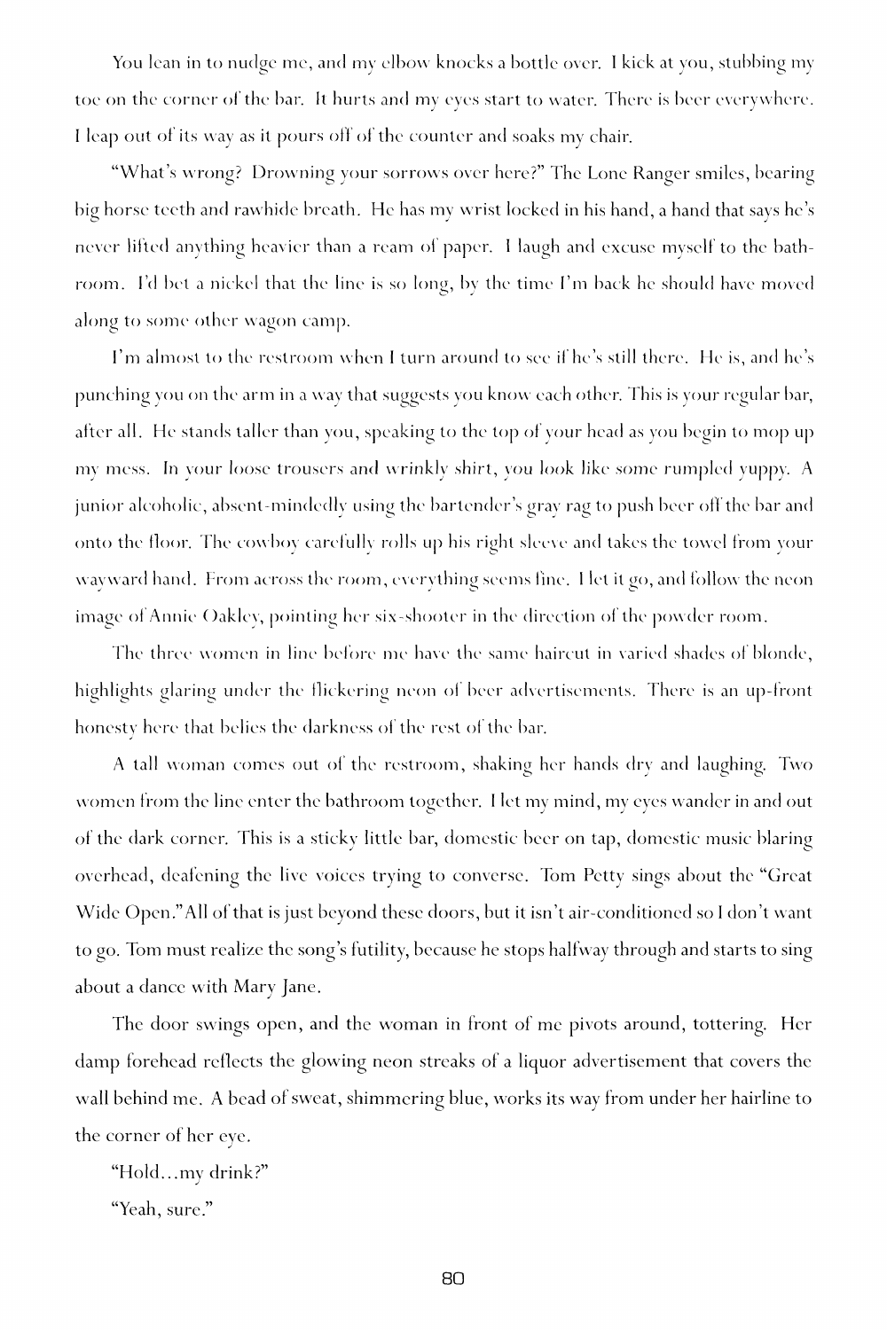You lean in to nudge me, and my elbow knocks a bottle over. I kick at you, stubbing my toe on the corner of the bar. It hurts and my eyes start to water. There is beer everywhere. I leap out of its way as it pours off of the counter and soaks my chair.

"What's wrong? Drowning your sorrows over here?" The Lone Ranger smiles, bearing big horse teeth and rawhide breath. He has my wrist locked in his hand, a hand that says he's never lifted anything heavier than a ream of paper. I laugh and excuse myself to the bathroom. I'd bet a nickel that the line is so long, by the time I'm back he should have moved along to some other wagon camp.

I'm almost to the restroom when I turn around to see if he's still there. He is, and he's punching you on the arm in a way that suggests you know each other. This is your regular bar, after all. He stands taller than you, speaking to the top of your head as you begin to mop up my mess. In your loose trousers and wrinkly shirt, you look like some rumpled yuppy. A junior alcoholic, absent-mindedly using the bartender's gray rag to push beer off the bar and onto the floor. The cowboy carefully rolls up his right sleeve and takes the towel from your wayward hand. From across the room, everything seems fine. I let it go, and follow the neon image of Annie Oakley, pointing her six-shooter in the direction of the powder room.

The three women in line before me have the same haircut in varied shades of blonde, highlights glaring under the flickering neon of beer advertisements. There is an up-front honesty here that belies the darkness of the rest of the bar.

A tall woman comes out of the restroom, shaking her hands dry and laughing. Two women from the line enter the bathroom together. I let my mind, my eyes wander in and out of the dark corner. This is a sticky little bar, domestic beer on tap, domestic music blaring overhead, deafening the live voices trying to converse. Tom Petty sings about the "Great Wide Open." All of that is just beyond these doors, but it isn't air-conditioned so I don't want to go. Tom must realize the song's futility, because he stops halfway through and starts to sing about a dance with Mary Jane.

The door swings open, and the woman in front of me pivots around, tottering. Her damp forehead reflects the glowing neon streaks of a liquor advertisement that covers the wall behind me. A bead of sweat, shimmering blue, works its way from under her hairline to the corner of her eye.

"Hold…my drink?"

"Yeah, sure."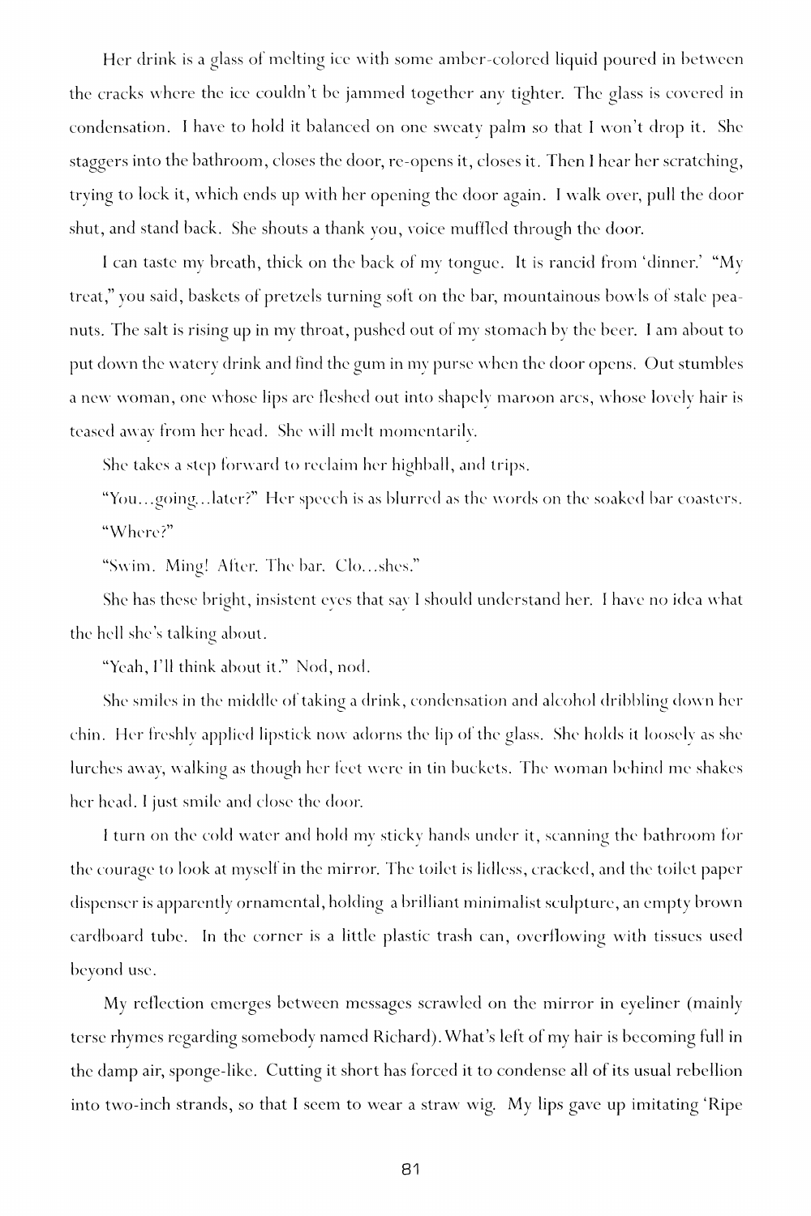Her drink is a glass of melting ice with some amber-colored liquid poured in between the cracks where the ice couldn't be jammed together any tighter. The glass is covered in condensation. I have to hold it balanced on one sweaty palm so that I won't drop it. She staggers into the bathroom, closes the door, re-opens it, closes it. Then I hear her scratching, trying to lock it, which ends up with her opening the door again. I walk over, pull the door shut, and stand back. She shouts a thank you, voice muffled through the door.

I can taste my breath, thick on the back of my tongue. It is rancid from 'dinner.' "My treat," you said, baskets of pretzels turning soft on the bar, mountainous bowls of stale peanuts. The salt is rising up in my throat, pushed out of my stomach by the beer. I am about to put down the watery drink and find the gum in my purse when the door opens. Out stumbles a new woman, one whose lips are fleshed out into shapely maroon arcs, whose lovely hair is teased away from her head. She will melt momentarily.

She takes a step forward to reclaim her highball, and trips.

"You…going…later?" Her speech is as blurred as the words on the soaked bar coasters.

"Where?"

"Swim. Ming! After. The bar. Clo…shes."

She has these bright, insistent eyes that say I should understand her. I have no idea what the hell she's talking about.

"Yeah, I'll think about it." Nod, nod.

She smiles in the middle of taking a drink, condensation and alcohol dribbling down her chin. Her freshly applied lipstick now adorns the lip of the glass. She holds it loosely as she lurches away, walking as though her feet were in tin buckets. The woman behind me shakes her head. I just smile and close the door.

I turn on the cold water and hold my sticky hands under it, scanning the bathroom for the courage to look at myself in the mirror. The toilet is lidless, cracked, and the toilet paper dispenser is apparently ornamental, holding a brilliant minimalist sculpture, an empty brown cardboard tube. In the corner is a little plastic trash can, overflowing with tissues used beyond use.

My reflection emerges between messages scrawled on the mirror in eyeliner (mainly terse rhymes regarding somebody named Richard). What's left of my hair is becoming full in the damp air, sponge-like. Cutting it short has forced it to condense all of its usual rebellion into two-inch strands, so that I seem to wear a straw wig. My lips gave up imitating 'Ripe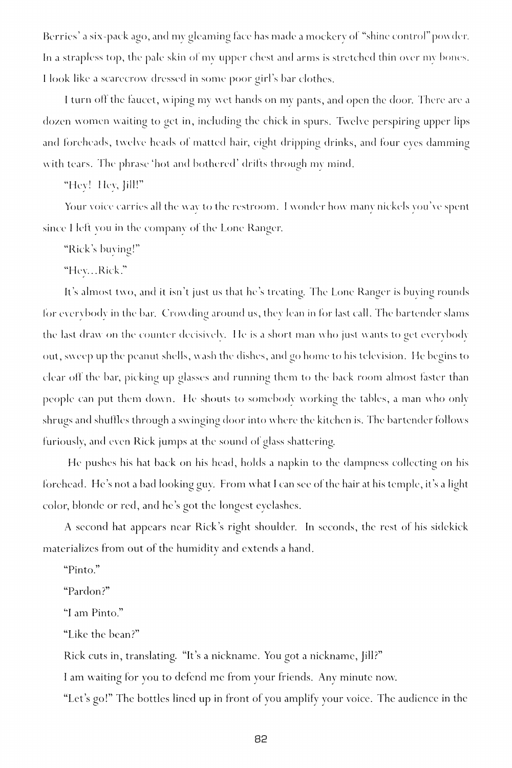Berries' a six-pack ago, and my gleaming face has made a mockery of "shine control" powder. In a strapless top, the pale skin of my upper chest and arms is stretched thin over my bones. I look like a scarecrow dressed in some poor girl's bar clothes.

I turn off the faucet, wiping my wet hands on my pants, and open the door. There are a dozen women waiting to get in, including the chick in spurs. Twelve perspiring upper lips and foreheads, twelve heads of matted hair, eight dripping drinks, and four eyes damming with tears. The phrase 'hot and bothered' drifts through my mind.

"Hey! Hey, Jill!"

Your voice carries all the way to the restroom. I wonder how many nickels you've spent since I left you in the company of the Lone Ranger.

"Rick's buying!"

"Hey…Rick."

It's almost two, and it isn't just us that he's treating. The Lone Ranger is buying rounds for everybody in the bar. Crowding around us, they lean in for last call. The bartender slams the last draw on the counter decisively. He is a short man who just wants to get everybody out, sweep up the peanut shells, wash the dishes, and go home to his television. He begins to clear off the bar, picking up glasses and running them to the back room almost faster than people can put them down. He shouts to somebody working the tables, a man who only shrugs and shuffles through a swinging door into where the kitchen is. The bartender follows furiously, and even Rick jumps at the sound of glass shattering.

He pushes his hat back on his head, holds a napkin to the dampness collecting on his forehead. He's not a bad looking guy. From what I can see of the hair at his temple, it's a light color, blonde or red, and he's got the longest eyelashes.

A second hat appears near Rick's right shoulder. In seconds, the rest of his sidekick materializes from out of the humidity and extends a hand.

"Pinto."

"Pardon?"

"I am Pinto."

"Like the bean?"

Rick cuts in, translating. "It's a nickname. You got a nickname, Jill?"

I am waiting for you to defend me from your friends. Any minute now.

"Let's go!" The bottles lined up in front of you amplify your voice. The audience in the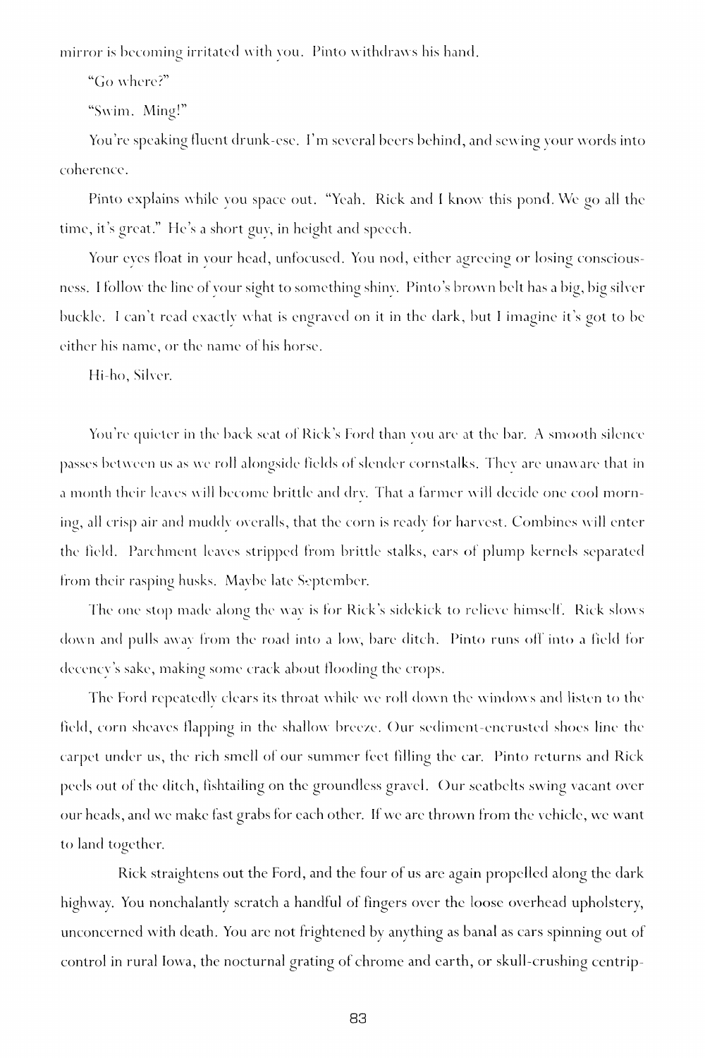mirror is becoming irritated with you. Pinto withdraws his hand.

"Go where?"

"Swim. Ming!"

You're speaking fluent drunk-ese. I'm several beers behind, and sewing your words into coherence.

Pinto explains while you space out. "Yeah. Rick and I know this pond. We go all the time, it's great." He's a short guy, in height and speech.

Your eyes float in your head, unfocused. You nod, either agreeing or losing consciousness. I follow the line of your sight to something shiny. Pinto's brown belt has a big, big silver buckle. I can't read exactly what is engraved on it in the dark, but I imagine it's got to be either his name, or the name of his horse.

Hi-ho, Silver.

You're quieter in the back seat of Rick's Ford than you are at the bar. A smooth silence passes between us as we roll alongside fields of slender cornstalks. They are unaware that in a month their leaves will become brittle and dry. That a farmer will decide one cool morning, all crisp air and muddy overalls, that the corn is ready for harvest. Combines will enter the field. Parchment leaves stripped from brittle stalks, ears of plump kernels separated from their rasping husks. Maybe late September.

The one stop made along the way is for Rick's sidekick to relieve himself. Rick slows down and pulls away from the road into a low, bare ditch. Pinto runs off into a field for decency's sake, making some crack about flooding the crops.

The Ford repeatedly clears its throat while we roll down the windows and listen to the field, corn sheaves flapping in the shallow breeze. Our sediment-encrusted shoes line the carpet under us, the rich smell of our summer feet filling the car. Pinto returns and Rick peels out of the ditch, fishtailing on the groundless gravel. Our seatbelts swing vacant over our heads, and we make fast grabs for each other. If we are thrown from the vehicle, we want to land together.

Rick straightens out the Ford, and the four of us are again propelled along the dark highway. You nonchalantly scratch a handful of fingers over the loose overhead upholstery, unconcerned with death. You are not frightened by anything as banal as cars spinning out of control in rural Iowa, the nocturnal grating of chrome and earth, or skull-crushing centrip-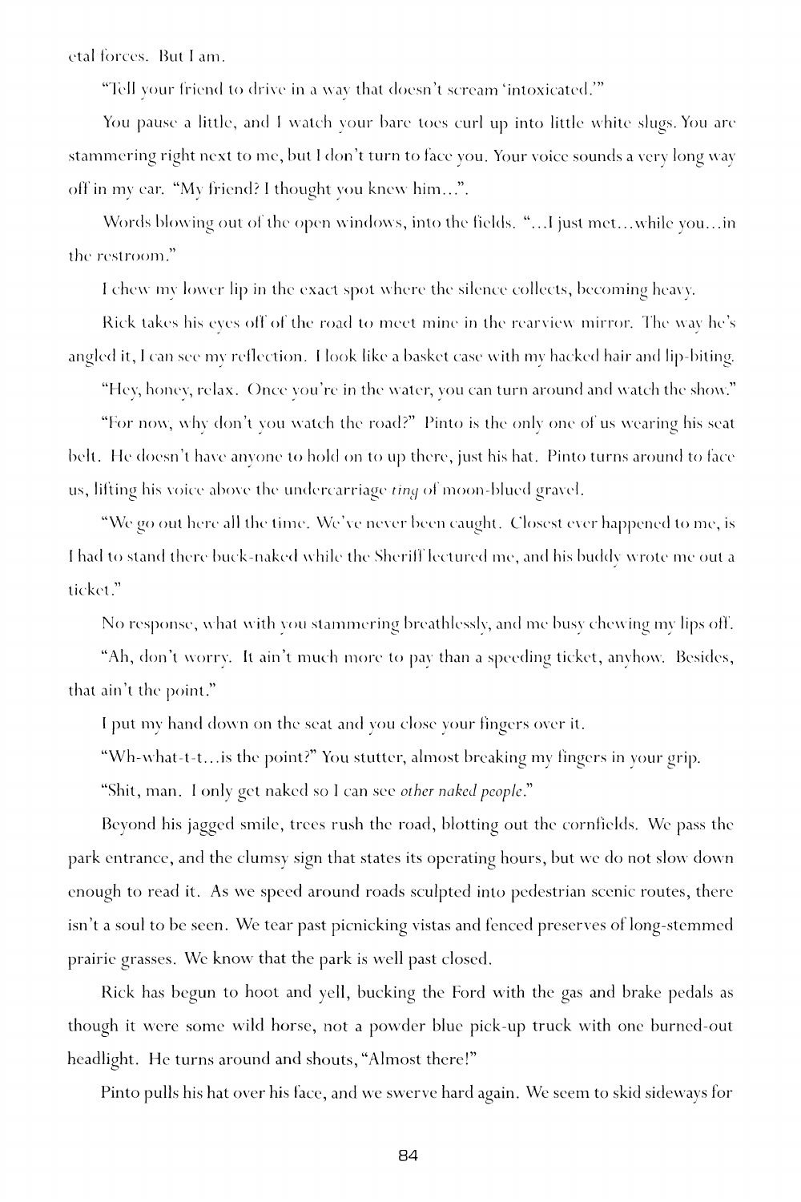etal forces. But I am.

"Tell your friend to drive in a way that doesn't scream 'intoxicated.'"

You pause a little, and I watch your bare toes curl up into little white slugs. You are stammering right next to me, but I don't turn to face you. Your voice sounds a very long way off in my ear. "My friend? I thought you knew him…".

Words blowing out of the open windows, into the fields. "…I just met…while you…in the restroom."

I chew my lower lip in the exact spot where the silence collects, becoming heavy.

Rick takes his eyes off of the road to meet mine in the rearview mirror. The way he's angled it, I can see my reflection. I look like a basket case with my hacked hair and lip-biting.

"Hey, honey, relax. Once you're in the water, you can turn around and watch the show."

"For now, why don't you watch the road?" Pinto is the only one of us wearing his seat belt. He doesn't have anyone to hold on to up there, just his hat. Pinto turns around to face us, lifting his voice above the undercarriage *ting* of moon-blued gravel.

"We go out here all the time. We've never been caught. Closest ever happened to me, is I had to stand there buck-naked while the Sheriff lectured me, and his buddy wrote me out a ticket."

No response, what with you stammering breathlessly, and me busy chewing my lips off.

"Ah, don't worry. It ain't much more to pay than a speeding ticket, anyhow. Besides, that ain't the point."

I put my hand down on the seat and you close your fingers over it.

"Wh-what-t-t…is the point?" You stutter, almost breaking my fingers in your grip.

"Shit, man. I only get naked so I can see *other naked people*."

Beyond his jagged smile, trees rush the road, blotting out the cornfields. We pass the park entrance, and the clumsy sign that states its operating hours, but we do not slow down enough to read it. As we speed around roads sculpted into pedestrian scenic routes, there isn't a soul to be seen. We tear past picnicking vistas and fenced preserves of long-stemmed prairie grasses. We know that the park is well past closed.

Rick has begun to hoot and yell, bucking the Ford with the gas and brake pedals as though it were some wild horse, not a powder blue pick-up truck with one burned-out headlight. He turns around and shouts, "Almost there!"

Pinto pulls his hat over his face, and we swerve hard again. We seem to skid sideways for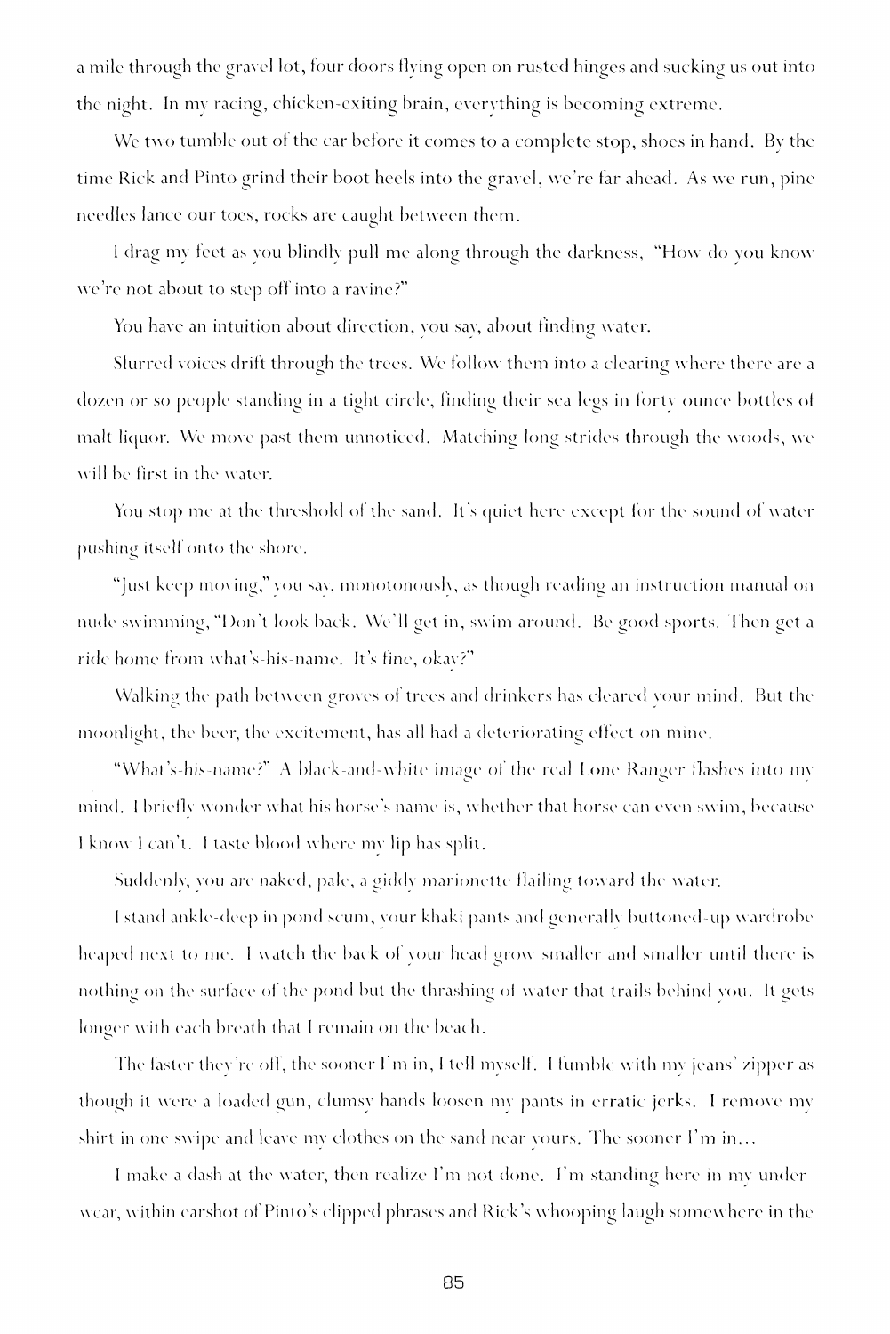a mile through the gravel lot, four doors flying open on rusted hinges and sucking us out into the night. In my racing, chicken-exiting brain, everything is becoming extreme.

We two tumble out of the car before it comes to a complete stop, shoes in hand. By the time Rick and Pinto grind their boot heels into the gravel, we're far ahead. As we run, pine needles lance our toes, rocks are caught between them.

I drag my feet as you blindly pull me along through the darkness, "How do you know we're not about to step off into a ravine?"

You have an intuition about direction, you say, about finding water.

Slurred voices drift through the trees. We follow them into a clearing where there are a dozen or so people standing in a tight circle, finding their sea legs in forty ounce bottles of malt liquor. We move past them unnoticed. Matching long strides through the woods, we will be first in the water.

You stop me at the threshold of the sand. It's quiet here except for the sound of water pushing itself onto the shore.

"Just keep moving," you say, monotonously, as though reading an instruction manual on nude swimming, "Don't look back. We'll get in, swim around. Be good sports. Then get a ride home from what's-his-name. It's fine, okay?"

Walking the path between groves of trees and drinkers has cleared your mind. But the moonlight, the beer, the excitement, has all had a deteriorating effect on mine.

"What's-his-name?" A black-and-white image of the real Lone Ranger flashes into my mind. I briefly wonder what his horse's name is, whether that horse can even swim, because I know I can't. I taste blood where my lip has split.

Suddenly, you are naked, pale, a giddy marionette flailing toward the water.

I stand ankle-deep in pond scum, your khaki pants and generally buttoned-up wardrobe heaped next to me. I watch the back of your head grow smaller and smaller until there is nothing on the surface of the pond but the thrashing of water that trails behind you. It gets longer with each breath that I remain on the beach.

The faster they're off, the sooner I'm in, I tell myself. I fumble with my jeans' zipper as though it were a loaded gun, clumsy hands loosen my pants in erratic jerks. I remove my shirt in one swipe and leave my clothes on the sand near yours. The sooner I'm in...

I make a dash at the water, then realize I'm not done. I'm standing here in my underwear, within earshot of Pinto's clipped phrases and Rick's whooping laugh somewhere in the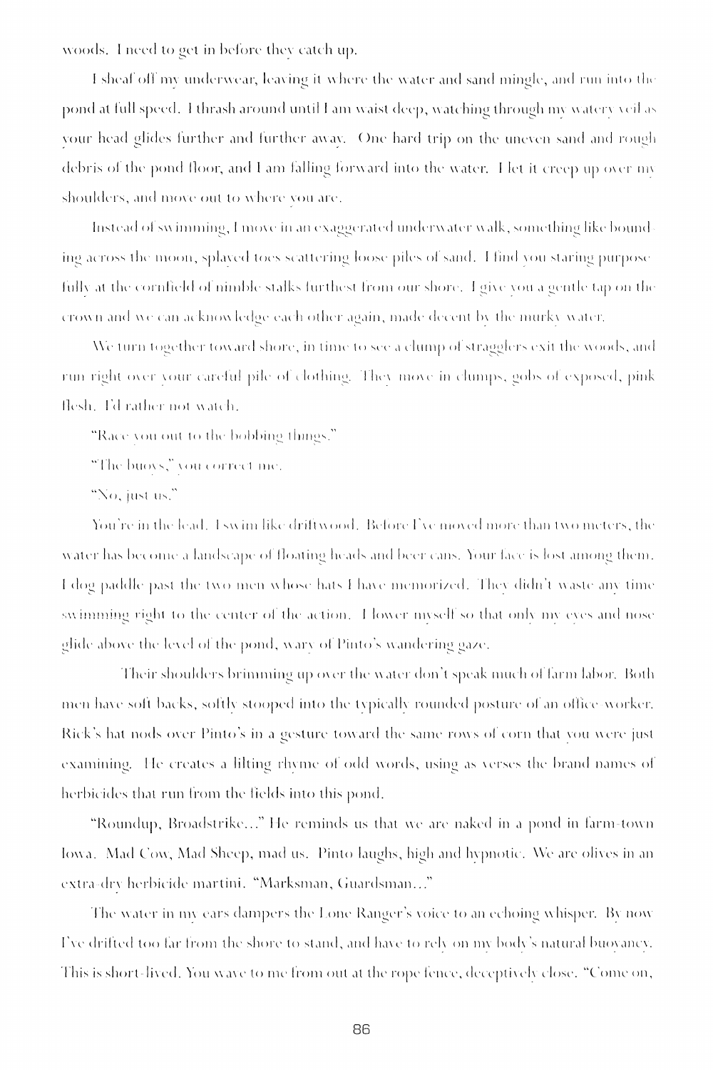woods. I need to get in before they catch up.

I sheaf off my underwear, leaving it where the water and sand mingle, and run into the pond at full speed. I thrash around until I am waist deep, watching through my watery veil as your head glides further and further away. One hard trip on the uneven sand and rough debris of the pond floor, and I am falling forward into the water. I let it creep up over my shoulders, and move out to where you are.

Instead of swimming, I move in an exaggerated underwater walk, something like bounding across the moon, splayed toes scattering loose piles of sand. I find you staring purposefully at the cornfield of nimble stalks furthest from our shore. I give you a gentle tap on the crown and we can acknowledge each other again, made decent by the murky water.

We turn together toward shore, in time to see a clump of stragglers exit the woods, and run right over your careful pile of clothing. They move in clumps, gobs of exposed, pink flesh. I'd rather not watch.

"Race you out to the bobbing things."

"The buoys," you correct me.

"No, just us."

You're in the lead. I swim like driftwood. Before I've moved more than two meters, the water has become a landscape of floating heads and beer cans. Your face is lost among them. I dog paddle past the two men whose hats I have memorized. They didn't waste any time swimming right to the center of the action. I lower myself so that only my eyes and nose glide above the level of the pond, wary of Pinto's wandering gaze.

Their shoulders brimming up over the water don't speak much of farm labor. Both men have soft backs, softly stooped into the typically rounded posture of an office worker. Rick's hat nods over Pinto's in a gesture toward the same rows of corn that you were just examining. He creates a lilting rhyme of odd words, using as verses the brand names of herbicides that run from the fields into this pond.

"Roundup, Broadstrike..." He reminds us that we are naked in a pond in farm-town Iowa. Mad Cow, Mad Sheep, mad us. Pinto laughs, high and hypnotic. We are olives in an extra-dry herbicide martini. "Marksman, Guardsman..."

The water in my ears dampers the Lone Ranger's voice to an echoing whisper. By now I've drifted too far from the shore to stand, and have to rely on my body's natural buoyancy. This is short-lived. You wave to me from out at the rope fence, deceptively close. "Come on,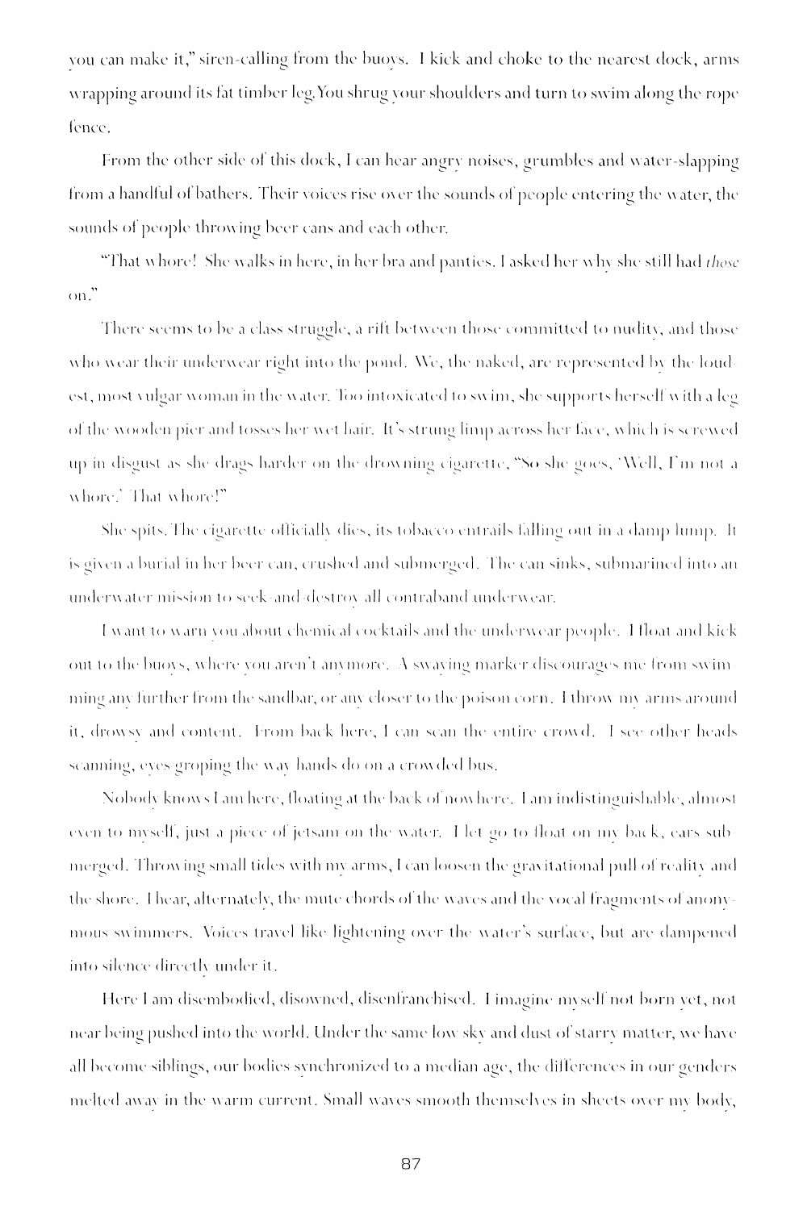you can make it," siren-calling from the buoys. I kick and choke to the nearest dock, arms wrapping around its fat timber leg. You shrug your shoulders and turn to swim along the rope fence.

From the other side of this dock, I can hear angry noises, grumbles and water-slapping from a handful of bathers. Their voices rise over the sounds of people entering the water, the sounds of people throwing beer cans and each other.

"That whore! She walks in here, in her bra and panties. I asked her why she still had *those* on."

There seems to be a class struggle, a rift between those committed to nudity, and those who wear their underwear right into the pond. We, the naked, are represented by the loudest, most vulgar woman in the water. Too intoxicated to swim, she supports herself with a leg of the wooden pier and tosses her wet hair. It's strung limp across her face, which is screwed up in disgust as she drags harder on the drowning cigarette, "So she goes, 'Well, I'm not a whore.' That whore!"

She spits. The cigarette officially dies, its tobacco entrails falling out in a damp lump. It is given a burial in her beer can, crushed and submerged. The can sinks, submarined into an underwater mission to seek-and-destroy all contraband underwear.

I want to warn you about chemical cocktails and the underwear people. I float and kick out to the buoys, where you aren't anymore. A swaying marker discourages me from swimming any further from the sandbar, or any closer to the poison corn. I throw my arms around it, drowsy and content. From back here, I can scan the entire crowd. I see other heads scanning, eyes groping the way hands do on a crowded bus.

Nobody knows I am here, floating at the back of nowhere. I am indistinguishable, almost even to myself, just a piece of jetsam on the water. I let go to float on my back, ears submerged. Throwing small tides with my arms, I can loosen the gravitational pull of reality and the shore. I hear, alternately, the mute chords of the waves and the vocal fragments of anonymous swimmers. Voices travel like lightening over the water's surface, but are dampened into silence directly under it.

Here I am disembodied, disowned, disenfranchised. I imagine myself not born yet, not near being pushed into the world. Under the same low sky and dust of starry matter, we have all become siblings, our bodies synchronized to a median age, the differences in our genders melted away in the warm current. Small waves smooth themselves in sheets over my body,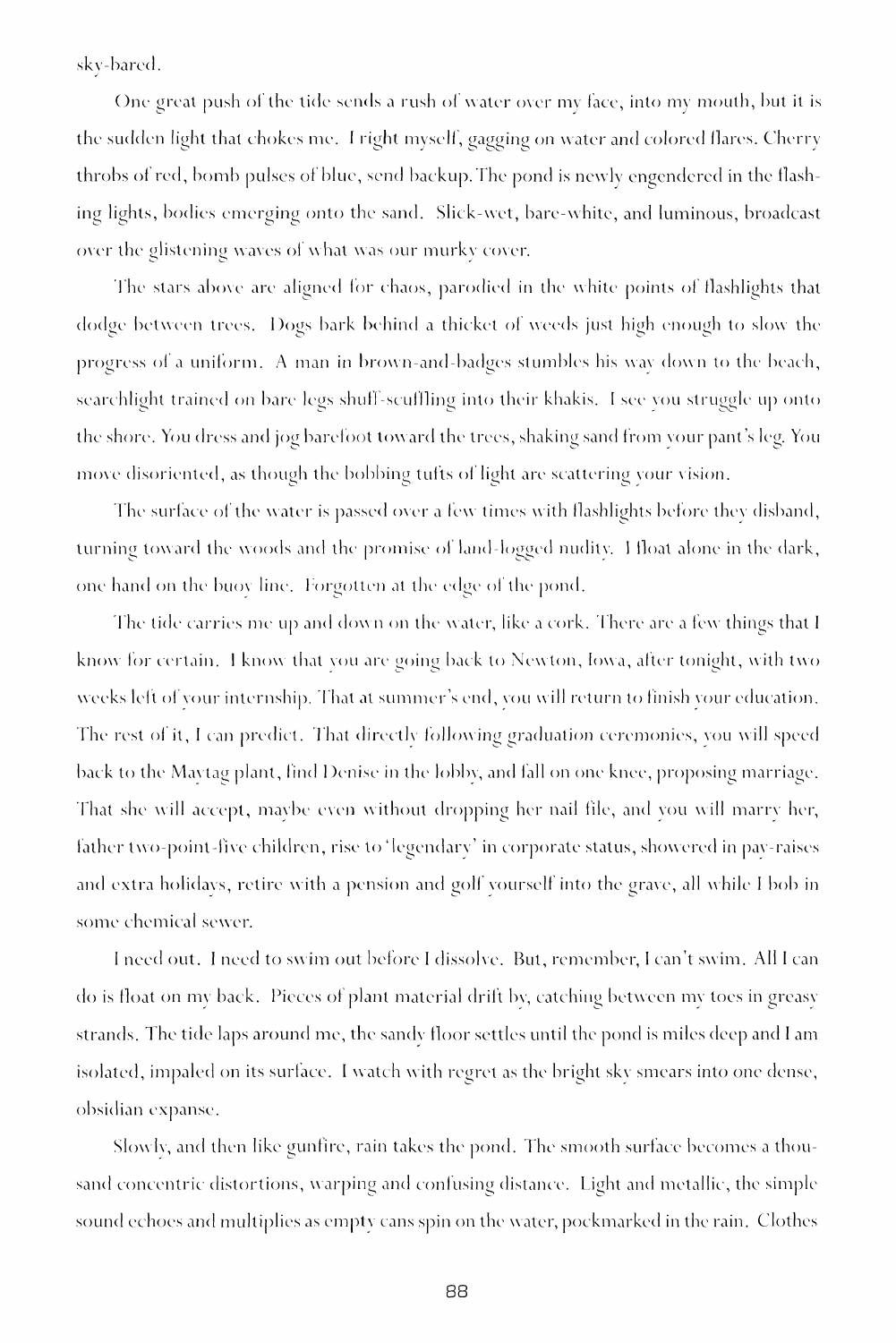sky-bared.

One great push of the tide sends a rush of water over my face, into my mouth, but it is the sudden light that chokes me. I right myself, gagging on water and colored flares. Cherry throbs of red, bomb pulses of blue, send backup. The pond is newly engendered in the flashing lights, bodies emerging onto the sand. Slick-wet, bare-white, and luminous, broadcast over the glistening waves of what was our murky cover.

The stars above are aligned for chaos, parodied in the white points of flashlights that dodge between trees. Dogs bark behind a thicket of weeds just high enough to slow the progress of a uniform. A man in brown-and-badges stumbles his way down to the beach, searchlight trained on bare legs shuff-scuffling into their khakis. I see you struggle up onto the shore. You dress and jog barefoot toward the trees, shaking sand from your pant's leg. You move disoriented, as though the bobbing tufts of light are scattering your vision.

The surface of the water is passed over a few times with flashlights before they disband, turning toward the woods and the promise of land-logged nudity. I float alone in the dark, one hand on the buoy line. Forgotten at the edge of the pond.

The tide carries me up and down on the water, like a cork. There are a few things that I know for certain. I know that you are going back to Newton, Iowa, after tonight, with two weeks left of your internship. That at summer's end, you will return to finish your education. The rest of it, I can predict. That directly following graduation ceremonies, you will speed back to the Maytag plant, find Denise in the lobby, and fall on one knee, proposing marriage. That she will accept, maybe even without dropping her nail file, and you will marry her, father two-point-five children, rise to 'legendary' in corporate status, showered in pay-raises and extra holidays, retire with a pension and golf yourself into the grave, all while I bob in some chemical sewer.

I need out. I need to swim out before I dissolve. But, remember, I can't swim. All I can do is float on my back. Pieces of plant material drift by, catching between my toes in greasy strands. The tide laps around me, the sandy floor settles until the pond is miles deep and I am isolated, impaled on its surface. I watch with regret as the bright sky smears into one dense, obsidian expanse.

Slowly, and then like gunfire, rain takes the pond. The smooth surface becomes a thousand concentric distortions, warping and confusing distance. Light and metallic, the simple sound echoes and multiplies as empty cans spin on the water, pockmarked in the rain. Clothes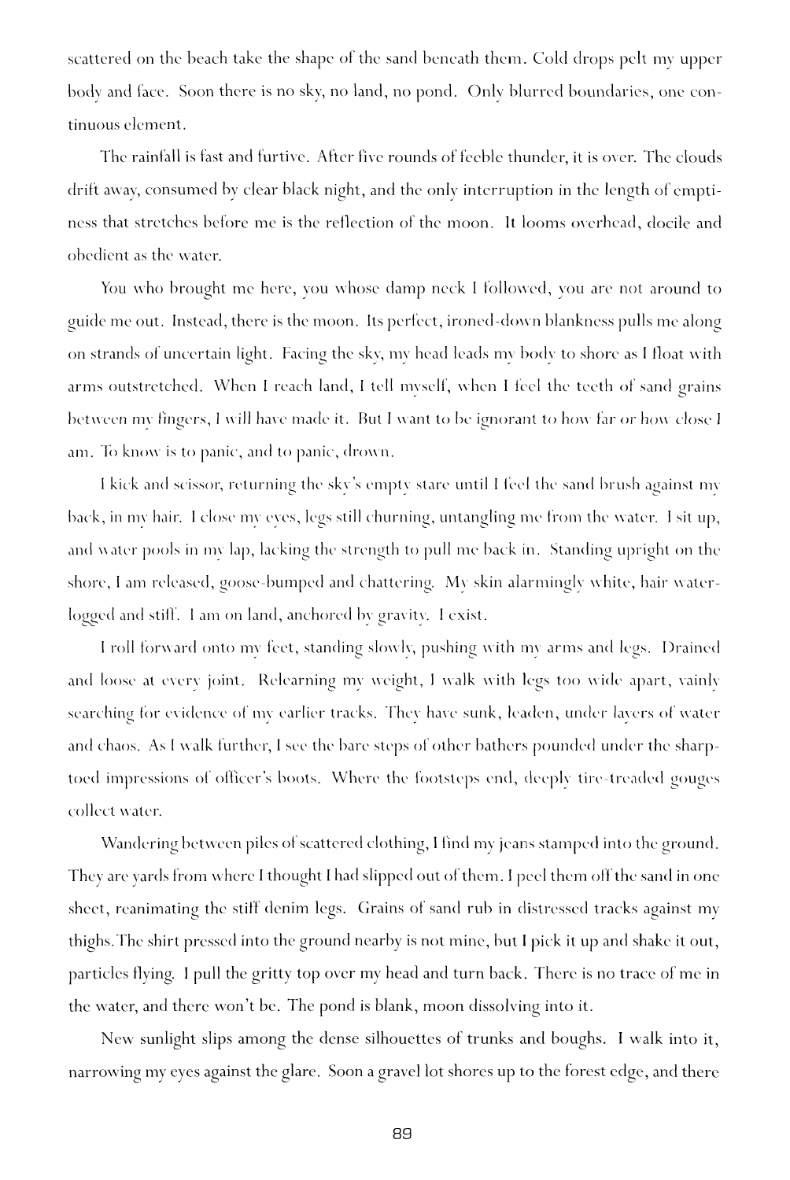scattered on the beach take the shape of the sand beneath them. Cold drops pelt my upper body and face. Soon there is no sky, no land, no pond. Only blurred boundaries, one continuous element.

The rainfall is fast and furtive. After five rounds of feeble thunder, it is over. The clouds drift away, consumed by clear black night, and the only interruption in the length of emptiness that stretches before me is the reflection of the moon. It looms overhead, docile and obedient as the water.

You who brought me here, you whose damp neck I followed, you are not around to guide me out. Instead, there is the moon. Its perfect, ironed-down blankness pulls me along on strands of uncertain light. Facing the sky, my head leads my body to shore as I float with arms outstretched. When I reach land, I tell myself, when I feel the teeth of sand grains between my fingers, I will have made it. But I want to be ignorant to how far or how close I am. To know is to panic, and to panic, drown.

I kick and scissor, returning the sky's empty stare until I feel the sand brush against my back, in my hair. I close my eyes, legs still churning, untangling me from the water. I sit up, and water pools in my lap, lacking the strength to pull me back in. Standing upright on the shore, I am released, goose-bumped and chattering. My skin alarmingly white, hair waterlogged and stiff. I am on land, anchored by gravity. I exist.

I roll forward onto my feet, standing slowly, pushing with my arms and legs. Drained and loose at every joint. Relearning my weight, I walk with legs too wide apart, vainly searching for evidence of my earlier tracks. They have sunk, leaden, under layers of water and chaos. As I walk further, I see the bare steps of other bathers pounded under the sharp-toed impressions of officer's boots. Where the footsteps end, deeply tire-treaded gouges collect water.

Wandering between piles of scattered clothing, I find my jeans stamped into the ground. They are yards from where I thought I had slipped out of them. I peel them off the sand in one sheet, reanimating the stiff denim legs. Grains of sand rub in distressed tracks against my thighs. The shirt pressed into the ground nearby is not mine, but I pick it up and shake it out, particles flying. I pull the gritty top over my head and turn back. There is no trace of me in the water, and there won't be. The pond is blank, moon dissolving into it.

New sunlight slips among the dense silhouettes of trunks and boughs. I walk into it, narrowing my eyes against the glare. Soon a gravel lot shores up to the forest edge, and there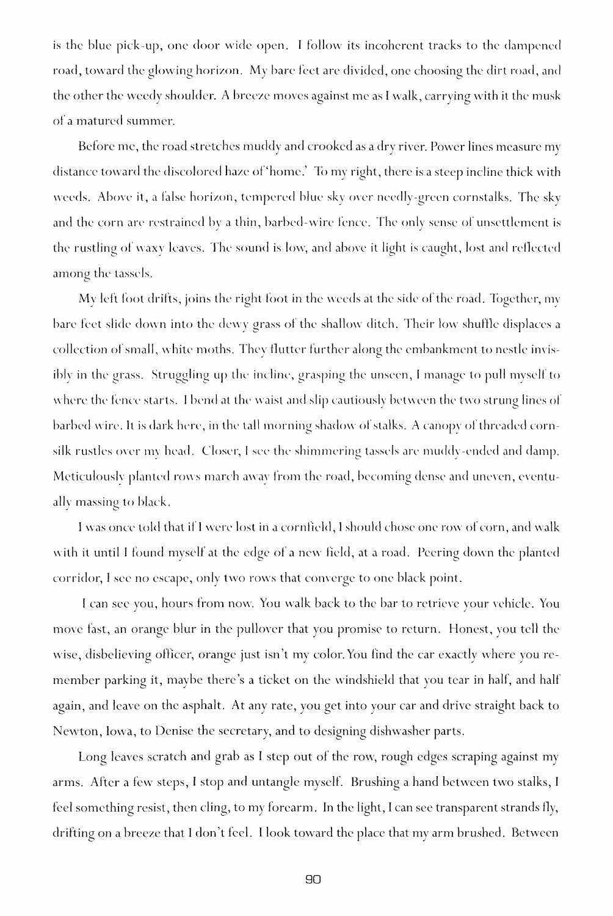is the blue pick-up, one door wide open. I follow its incoherent tracks to the dampened road, toward the glowing horizon. My bare feet are divided, one choosing the dirt road, and the other the weedy shoulder. A breeze moves against me as I walk, carrying with it the musk of a matured summer.

Before me, the road stretches muddy and crooked as a dry river. Power lines measure my distance toward the discolored haze of 'home.' To my right, there is a steep incline thick with weeds. Above it, a false horizon, tempered blue sky over needly-green cornstalks. The sky and the corn are restrained by a thin, barbed-wire fence. The only sense of unsettlement is the rustling of waxy leaves. The sound is low, and above it light is caught, lost and reflected among the tassels.

My left foot drifts, joins the right foot in the weeds at the side of the road. Together, my bare feet slide down into the dewy grass of the shallow ditch. Their low shuffle displaces a collection of small, white moths. They flutter further along the embankment to nestle invisibly in the grass. Struggling up the incline, grasping the unseen, I manage to pull myself to where the fence starts. I bend at the waist and slip cautiously between the two strung lines of barbed wire. It is dark here, in the tall morning shadow of stalks. A canopy of threaded corn-silk rustles over my head. Closer, I see the shimmering tassels are muddy-ended and damp. Meticulously planted rows march away from the road, becoming dense and uneven, eventually massing to black.

I was once told that if I were lost in a cornfield, I should chose one row of corn, and walk with it until I found myself at the edge of a new field, at a road. Peering down the planted corridor, I see no escape, only two rows that converge to one black point.

I can see you, hours from now. You walk back to the bar to retrieve your vehicle. You move fast, an orange blur in the pullover that you promise to return. Honest, you tell the wise, disbelieving officer, orange just isn't my color. You find the car exactly where you remember parking it, maybe there's a ticket on the windshield that you tear in half, and half again, and leave on the asphalt. At any rate, you get into your car and drive straight back to Newton, Iowa, to Denise the secretary, and to designing dishwasher parts.

Long leaves scratch and grab as I step out of the row, rough edges scraping against my arms. After a few steps, I stop and untangle myself. Brushing a hand between two stalks, I feel something resist, then cling, to my forearm. In the light, I can see transparent strands fly, drifting on a breeze that I don't feel. I look toward the place that my arm brushed. Between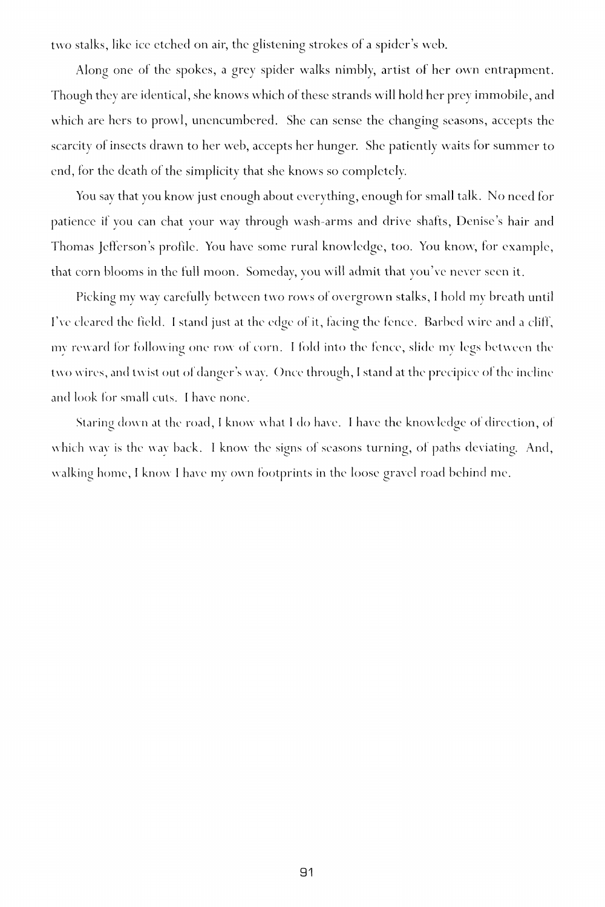two stalks, like ice etched on air, the glistening strokes of a spider's web.

Along one of the spokes, a grey spider walks nimbly, artist of her own entrapment. Though they are identical, she knows which of these strands will hold her prey immobile, and which are hers to prowl, unencumbered. She can sense the changing seasons, accepts the scarcity of insects drawn to her web, accepts her hunger. She patiently waits for summer to end, for the death of the simplicity that she knows so completely.

You say that you know just enough about everything, enough for small talk. No need for patience if you can chat your way through wash-arms and drive shafts, Denise's hair and Thomas Jefferson's profile. You have some rural knowledge, too. You know, for example, that corn blooms in the full moon. Someday, you will admit that you've never seen it.

Picking my way carefully between two rows of overgrown stalks, I hold my breath until I've cleared the field. I stand just at the edge of it, facing the fence. Barbed wire and a cliff, my reward for following one row of corn. I fold into the fence, slide my legs between the two wires, and twist out of danger's way. Once through, I stand at the precipice of the incline and look for small cuts. I have none.

Staring down at the road, I know what I do have. I have the knowledge of direction, of which way is the way back. I know the signs of seasons turning, of paths deviating. And, walking home, I know I have my own footprints in the loose gravel road behind me.